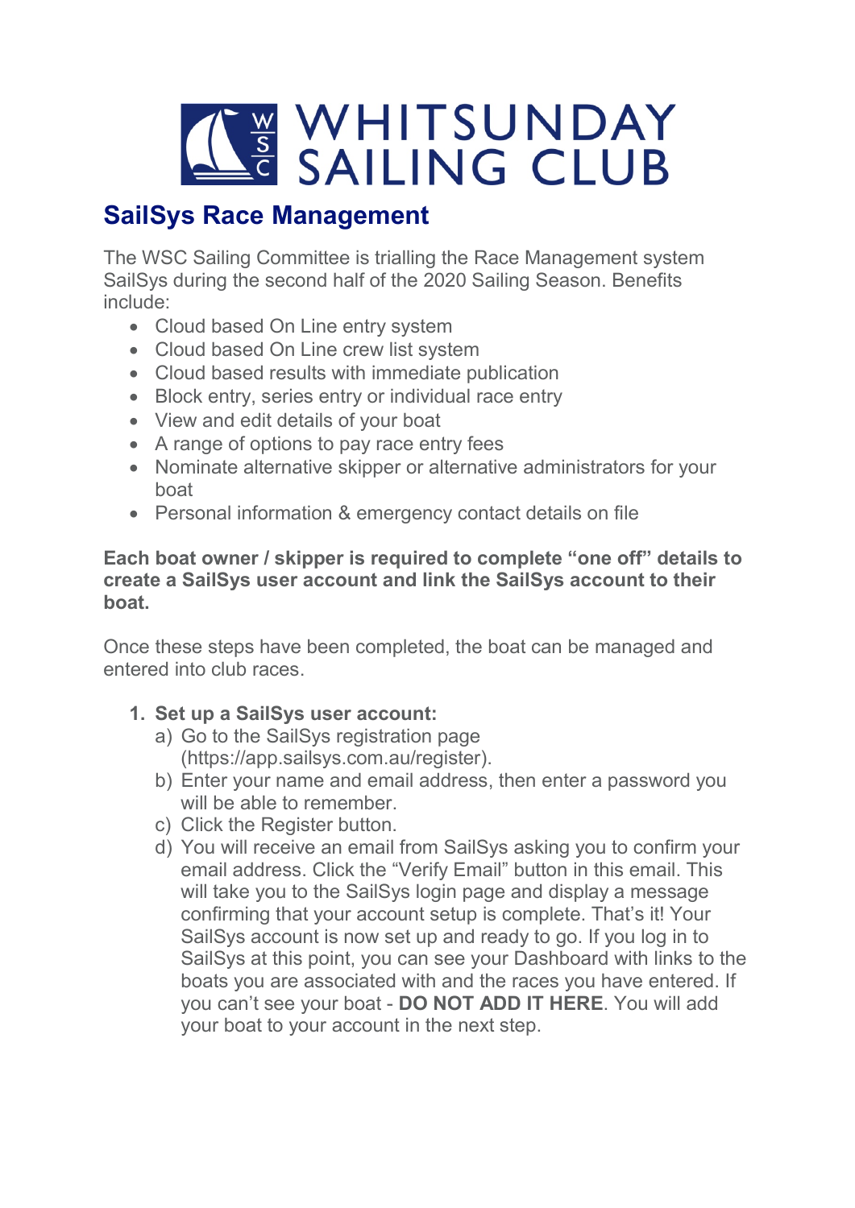# WHITSUNDAY SAILING CLUB

## SailSys Race Management

The WSC Sailing Committee is trialling the Race Management system SailSys during the second half of the 2020 Sailing Season. Benefits include:

- Cloud based On Line entry system
- Cloud based On Line crew list system
- Cloud based results with immediate publication
- Block entry, series entry or individual race entry
- View and edit details of your boat
- A range of options to pay race entry fees
- Nominate alternative skipper or alternative administrators for your boat
- Personal information & emergency contact details on file

**Each boat owner / skipper is required to complete "one off" details to create a SailSys user account and link the SailSys account to their boat.**

Once these steps have been completed, the boat can be managed and entered into club races.

1. **Set up a SailSys user account:**
   a) Go to the SailSys registration page (https://app.sailsys.com.au/register).
   b) Enter your name and email address, then enter a password you will be able to remember.
   c) Click the Register button.
   d) You will receive an email from SailSys asking you to confirm your email address. Click the "Verify Email" button in this email. This will take you to the SailSys login page and display a message confirming that your account setup is complete. That's it! Your SailSys account is now set up and ready to go. If you log in to SailSys at this point, you can see your Dashboard with links to the boats you are associated with and the races you have entered. If you can't see your boat - **DO NOT ADD IT HERE**. You will add your boat to your account in the next step.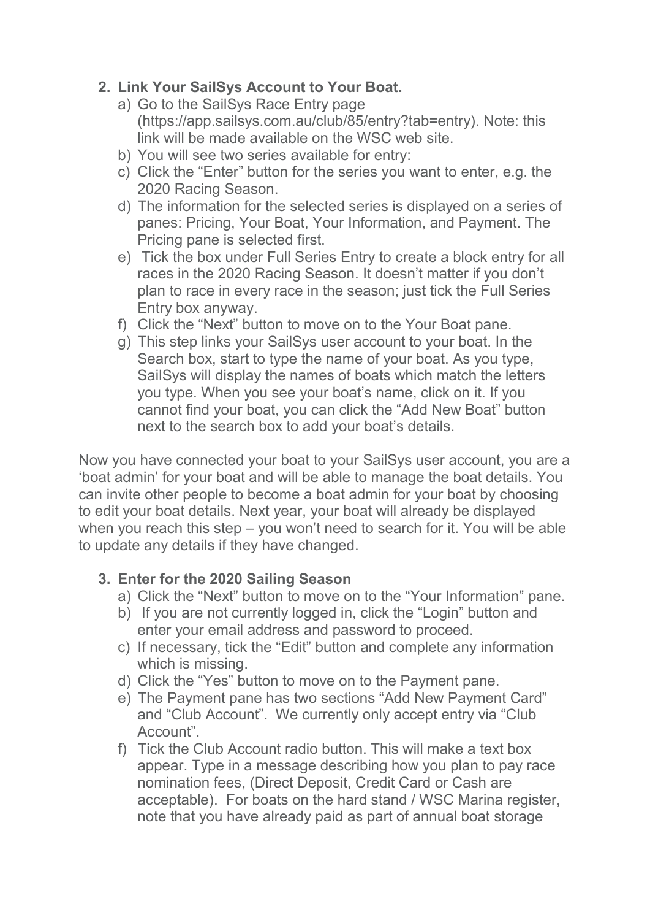2. **Link Your SailSys Account to Your Boat.**
   a) Go to the SailSys Race Entry page (https://app.sailsys.com.au/club/85/entry?tab=entry). Note: this link will be made available on the WSC web site.
   b) You will see two series available for entry:
   c) Click the "Enter" button for the series you want to enter, e.g. the 2020 Racing Season.
   d) The information for the selected series is displayed on a series of panes: Pricing, Your Boat, Your Information, and Payment. The Pricing pane is selected first.
   e) Tick the box under Full Series Entry to create a block entry for all races in the 2020 Racing Season. It doesn't matter if you don't plan to race in every race in the season; just tick the Full Series Entry box anyway.
   f) Click the "Next" button to move on to the Your Boat pane.
   g) This step links your SailSys user account to your boat. In the Search box, start to type the name of your boat. As you type, SailSys will display the names of boats which match the letters you type. When you see your boat's name, click on it. If you cannot find your boat, you can click the "Add New Boat" button next to the search box to add your boat's details.

Now you have connected your boat to your SailSys user account, you are a 'boat admin' for your boat and will be able to manage the boat details. You can invite other people to become a boat admin for your boat by choosing to edit your boat details. Next year, your boat will already be displayed when you reach this step – you won't need to search for it. You will be able to update any details if they have changed.

3. **Enter for the 2020 Sailing Season**
   a) Click the "Next" button to move on to the "Your Information" pane.
   b) If you are not currently logged in, click the "Login" button and enter your email address and password to proceed.
   c) If necessary, tick the "Edit" button and complete any information which is missing.
   d) Click the "Yes" button to move on to the Payment pane.
   e) The Payment pane has two sections "Add New Payment Card" and "Club Account". We currently only accept entry via "Club Account".
   f) Tick the Club Account radio button. This will make a text box appear. Type in a message describing how you plan to pay race nomination fees, (Direct Deposit, Credit Card or Cash are acceptable). For boats on the hard stand / WSC Marina register, note that you have already paid as part of annual boat storage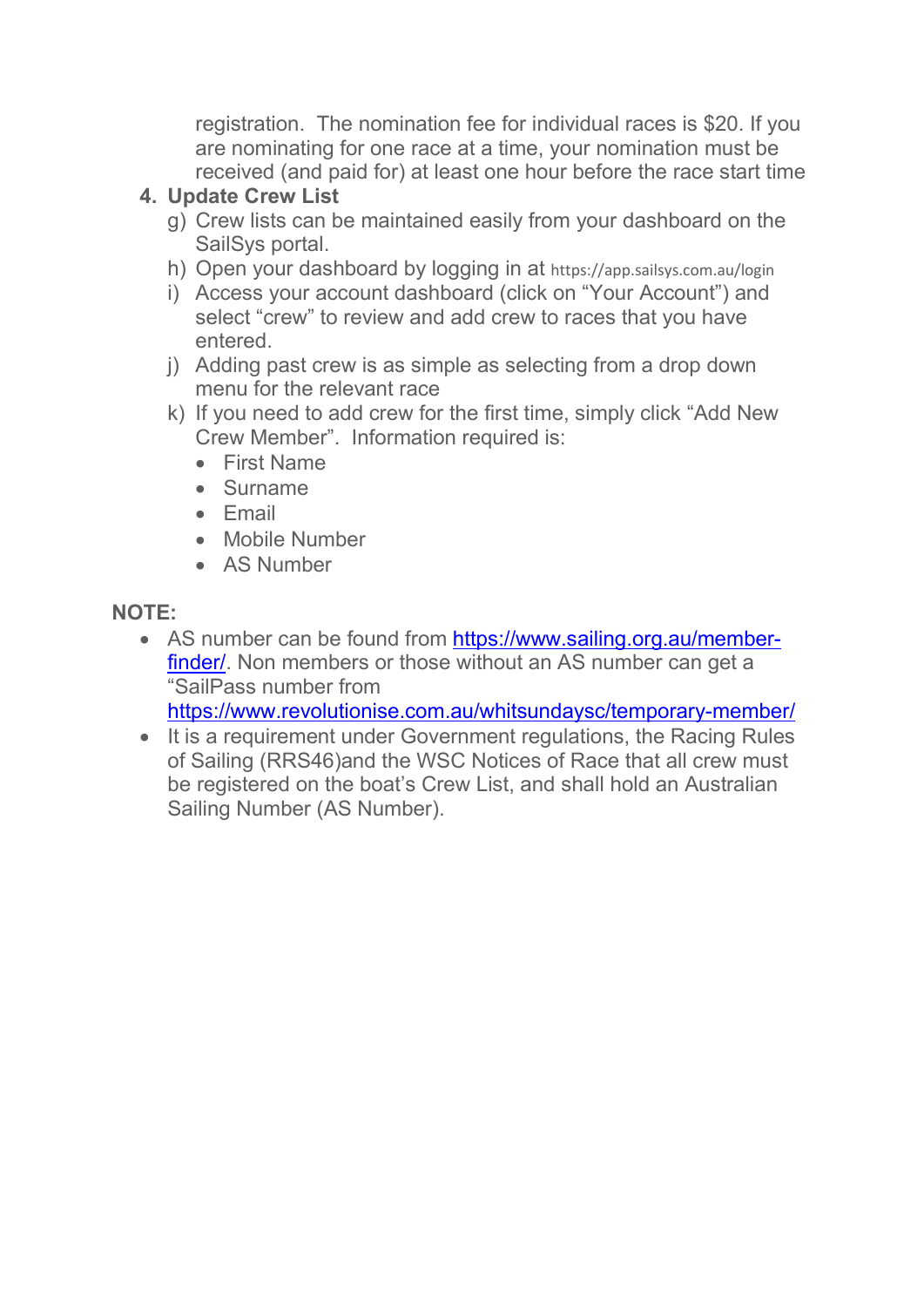registration. The nomination fee for individual races is $20. If you are nominating for one race at a time, your nomination must be received (and paid for) at least one hour before the race start time

4. **Update Crew List**

   g) Crew lists can be maintained easily from your dashboard on the SailSys portal.

   h) Open your dashboard by logging in at https://app.sailsys.com.au/login

   i) Access your account dashboard (click on "Your Account") and select "crew" to review and add crew to races that you have entered.

   j) Adding past crew is as simple as selecting from a drop down menu for the relevant race

   k) If you need to add crew for the first time, simply click "Add New Crew Member". Information required is:

      - First Name
      - Surname
      - Email
      - Mobile Number
      - AS Number

**NOTE:**

- AS number can be found from [https://www.sailing.org.au/member-finder/](https://www.sailing.org.au/member-finder/). Non members or those without an AS number can get a "SailPass number from [https://www.revolutionise.com.au/whitsundaysc/temporary-member/](https://www.revolutionise.com.au/whitsundaysc/temporary-member/)
- It is a requirement under Government regulations, the Racing Rules of Sailing (RRS46)and the WSC Notices of Race that all crew must be registered on the boat's Crew List, and shall hold an Australian Sailing Number (AS Number).